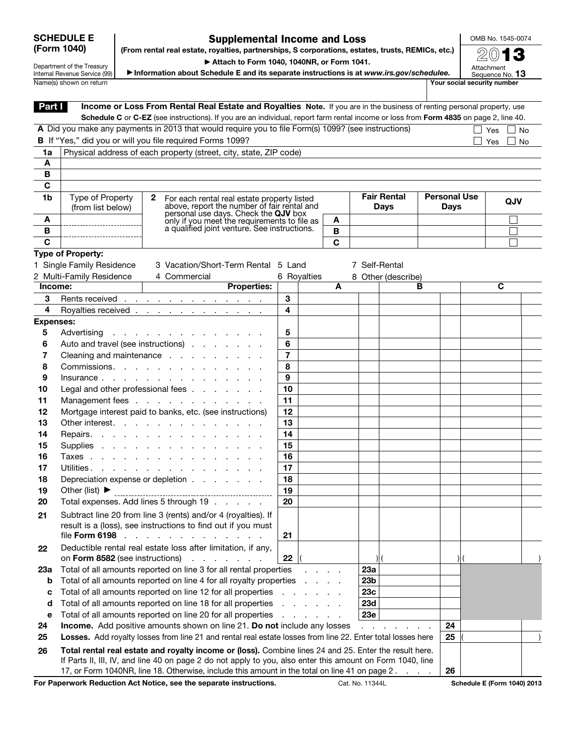**SCHEDULE E (Form 1040)**

Department of the Treasury
Internal Revenue Service (99)

# Supplemental Income and Loss

**(From rental real estate, royalties, partnerships, S corporations, estates, trusts, REMICs, etc.)**

▶ Attach to Form 1040, 1040NR, or Form 1041.

▶ Information about Schedule E and its separate instructions is at *www.irs.gov/schedulee*.

OMB No. 1545-0074

**2013**

Attachment Sequence No. **13**

Name(s) shown on return | **Your social security number**

## Part I — Income or Loss From Rental Real Estate and Royalties

**Note.** If you are in the business of renting personal property, use **Schedule C** or **C-EZ** (see instructions). If you are an individual, report farm rental income or loss from **Form 4835** on page 2, line 40.

**A** Did you make any payments in 2013 that would require you to file Form(s) 1099? (see instructions) ☐ Yes ☐ No

**B** If "Yes," did you or will you file required Forms 1099? ☐ Yes ☐ No

| 1a | Physical address of each property (street, city, state, ZIP code) |
|---|---|
| A | |
| B | |
| C | |

| 1b | Type of Property (from list below) | 2 For each rental real estate property listed above, report the number of fair rental and personal use days. Check the **QJV** box only if you meet the requirements to file as a qualified joint venture. See instructions. | | Fair Rental Days | Personal Use Days | QJV |
|---|---|---|---|---|---|---|
| A | | | A | | | ☐ |
| B | | | B | | | ☐ |
| C | | | C | | | ☐ |

**Type of Property:**

1 Single Family Residence
2 Multi-Family Residence
3 Vacation/Short-Term Rental
4 Commercial
5 Land
6 Royalties
7 Self-Rental
8 Other (describe)

| | **Income:** | **Properties:** | A | B | C |
|---|---|---|---|---|---|
| 3 | Rents received | 3 | | | |
| 4 | Royalties received | 4 | | | |
| | **Expenses:** | | | | |
| 5 | Advertising | 5 | | | |
| 6 | Auto and travel (see instructions) | 6 | | | |
| 7 | Cleaning and maintenance | 7 | | | |
| 8 | Commissions | 8 | | | |
| 9 | Insurance | 9 | | | |
| 10 | Legal and other professional fees | 10 | | | |
| 11 | Management fees | 11 | | | |
| 12 | Mortgage interest paid to banks, etc. (see instructions) | 12 | | | |
| 13 | Other interest | 13 | | | |
| 14 | Repairs | 14 | | | |
| 15 | Supplies | 15 | | | |
| 16 | Taxes | 16 | | | |
| 17 | Utilities | 17 | | | |
| 18 | Depreciation expense or depletion | 18 | | | |
| 19 | Other (list) ▶ | 19 | | | |
| 20 | Total expenses. Add lines 5 through 19 | 20 | | | |
| 21 | Subtract line 20 from line 3 (rents) and/or 4 (royalties). If result is a (loss), see instructions to find out if you must file **Form 6198** | 21 | | | |
| 22 | Deductible rental real estate loss after limitation, if any, on **Form 8582** (see instructions) | 22 | ( ) | ( ) | ( ) |

| | | | |
|---|---|---|---|
| 23a | Total of all amounts reported on line 3 for all rental properties | 23a | |
| b | Total of all amounts reported on line 4 for all royalty properties | 23b | |
| c | Total of all amounts reported on line 12 for all properties | 23c | |
| d | Total of all amounts reported on line 18 for all properties | 23d | |
| e | Total of all amounts reported on line 20 for all properties | 23e | |
| 24 | **Income.** Add positive amounts shown on line 21. **Do not** include any losses | 24 | |
| 25 | **Losses.** Add royalty losses from line 21 and rental real estate losses from line 22. Enter total losses here | 25 | ( ) |
| 26 | **Total rental real estate and royalty income or (loss).** Combine lines 24 and 25. Enter the result here. If Parts II, III, IV, and line 40 on page 2 do not apply to you, also enter this amount on Form 1040, line 17, or Form 1040NR, line 18. Otherwise, include this amount in the total on line 41 on page 2 | 26 | |

**For Paperwork Reduction Act Notice, see the separate instructions.** Cat. No. 11344L **Schedule E (Form 1040) 2013**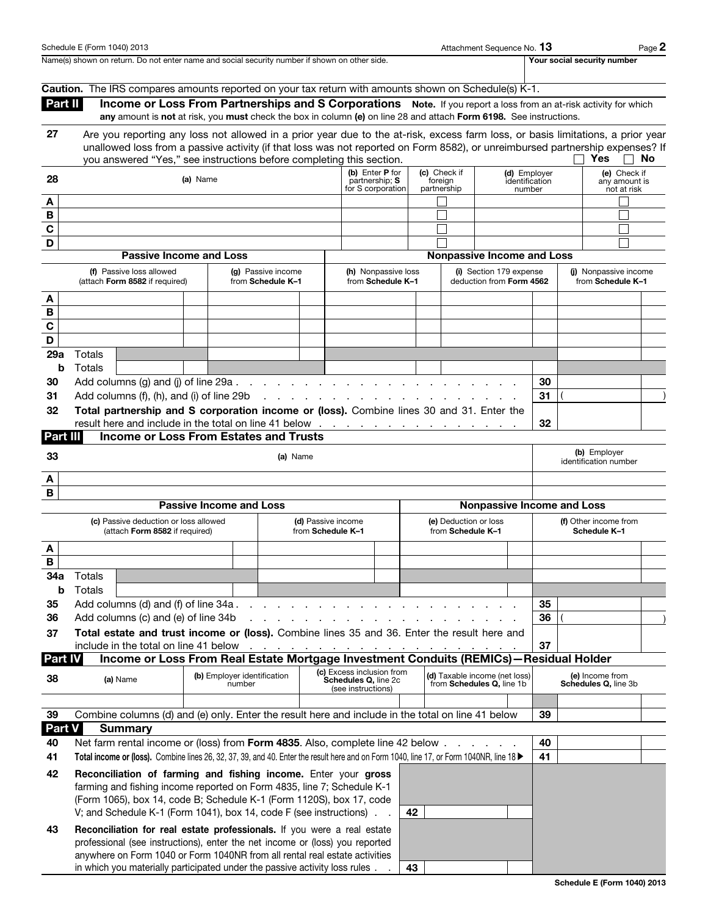Schedule E (Form 1040) 2013 — Attachment Sequence No. **13** — Page **2**

Name(s) shown on return. Do not enter name and social security number if shown on other side. | **Your social security number**

**Caution.** The IRS compares amounts reported on your tax return with amounts shown on Schedule(s) K-1.

## Part II — Income or Loss From Partnerships and S Corporations

**Note.** If you report a loss from an at-risk activity for which **any** amount is **not** at risk, you **must** check the box in column **(e)** on line 28 and attach **Form 6198.** See instructions.

**27** Are you reporting any loss not allowed in a prior year due to the at-risk, excess farm loss, or basis limitations, a prior year unallowed loss from a passive activity (if that loss was not reported on Form 8582), or unreimbursed partnership expenses? If you answered "Yes," see instructions before completing this section. ☐ **Yes** ☐ **No**

| 28 | (a) Name | (b) Enter **P** for partnership; **S** for S corporation | (c) Check if foreign partnership | (d) Employer identification number | (e) Check if any amount is not at risk |
|---|---|---|---|---|---|
| A | | | ☐ | | ☐ |
| B | | | ☐ | | ☐ |
| C | | | ☐ | | ☐ |
| D | | | ☐ | | ☐ |

| | Passive Income and Loss | | Nonpassive Income and Loss | | |
|---|---|---|---|---|---|
| | (f) Passive loss allowed (attach **Form 8582** if required) | (g) Passive income from **Schedule K–1** | (h) Nonpassive loss from **Schedule K–1** | (i) Section 179 expense deduction from **Form 4562** | (j) Nonpassive income from **Schedule K–1** |
| A | | | | | |
| B | | | | | |
| C | | | | | |
| D | | | | | |
| 29a Totals | | | | | |
| b Totals | | | | | |

| | | | |
|---|---|---|---|
| 30 | Add columns (g) and (j) of line 29a | 30 | |
| 31 | Add columns (f), (h), and (i) of line 29b | 31 | ( ) |
| 32 | **Total partnership and S corporation income or (loss).** Combine lines 30 and 31. Enter the result here and include in the total on line 41 below | 32 | |

## Part III — Income or Loss From Estates and Trusts

| 33 | (a) Name | (b) Employer identification number |
|---|---|---|
| A | | |
| B | | |

| | Passive Income and Loss | | Nonpassive Income and Loss | |
|---|---|---|---|---|
| | (c) Passive deduction or loss allowed (attach **Form 8582** if required) | (d) Passive income from **Schedule K–1** | (e) Deduction or loss from **Schedule K–1** | (f) Other income from **Schedule K–1** |
| A | | | | |
| B | | | | |
| 34a Totals | | | | |
| b Totals | | | | |

| | | | |
|---|---|---|---|
| 35 | Add columns (d) and (f) of line 34a | 35 | |
| 36 | Add columns (c) and (e) of line 34b | 36 | ( ) |
| 37 | **Total estate and trust income or (loss).** Combine lines 35 and 36. Enter the result here and include in the total on line 41 below | 37 | |

## Part IV — Income or Loss From Real Estate Mortgage Investment Conduits (REMICs)—Residual Holder

| 38 | (a) Name | (b) Employer identification number | (c) Excess inclusion from **Schedules Q,** line 2c (see instructions) | (d) Taxable income (net loss) from **Schedules Q,** line 1b | (e) Income from **Schedules Q,** line 3b |
|---|---|---|---|---|---|
| | | | | | |

| | | | |
|---|---|---|---|
| 39 | Combine columns (d) and (e) only. Enter the result here and include in the total on line 41 below | 39 | |

## Part V — Summary

| | | | |
|---|---|---|---|
| 40 | Net farm rental income or (loss) from **Form 4835**. Also, complete line 42 below | 40 | |
| 41 | **Total income or (loss).** Combine lines 26, 32, 37, 39, and 40. Enter the result here and on Form 1040, line 17, or Form 1040NR, line 18 ▶ | 41 | |
| 42 | **Reconciliation of farming and fishing income.** Enter your **gross** farming and fishing income reported on Form 4835, line 7; Schedule K-1 (Form 1065), box 14, code B; Schedule K-1 (Form 1120S), box 17, code V; and Schedule K-1 (Form 1041), box 14, code F (see instructions) | 42 | |
| 43 | **Reconciliation for real estate professionals.** If you were a real estate professional (see instructions), enter the net income or (loss) you reported anywhere on Form 1040 or Form 1040NR from all rental real estate activities in which you materially participated under the passive activity loss rules | 43 | |

Schedule E (Form 1040) 2013